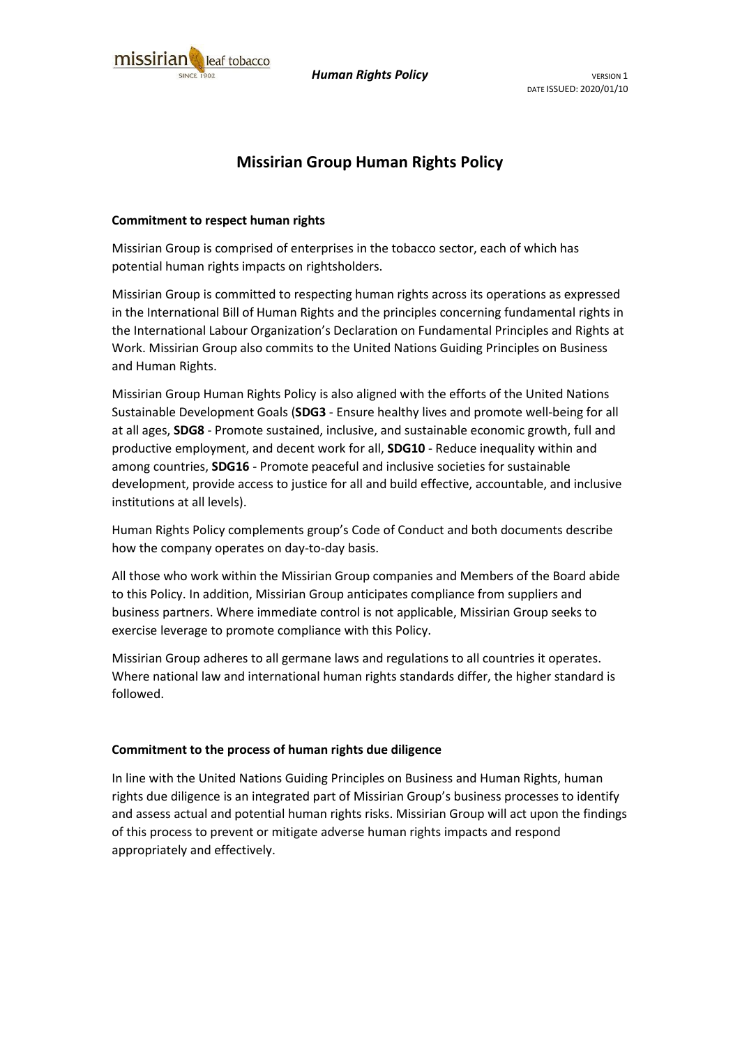# Missirian Group Human Rights Policy

**Commitment to respect human rights**

Missirian Group is comprised of enterprises in the tobacco sector, each of which has potential human rights impacts on rightsholders.

Missirian Group is committed to respecting human rights across its operations as expressed in the International Bill of Human Rights and the principles concerning fundamental rights in the International Labour Organization's Declaration on Fundamental Principles and Rights at Work. Missirian Group also commits to the United Nations Guiding Principles on Business and Human Rights.

Missirian Group Human Rights Policy is also aligned with the efforts of the United Nations Sustainable Development Goals (**SDG3** - Ensure healthy lives and promote well-being for all at all ages, **SDG8** - Promote sustained, inclusive, and sustainable economic growth, full and productive employment, and decent work for all, **SDG10** - Reduce inequality within and among countries, **SDG16** - Promote peaceful and inclusive societies for sustainable development, provide access to justice for all and build effective, accountable, and inclusive institutions at all levels).

Human Rights Policy complements group's Code of Conduct and both documents describe how the company operates on day-to-day basis.

All those who work within the Missirian Group companies and Members of the Board abide to this Policy. In addition, Missirian Group anticipates compliance from suppliers and business partners. Where immediate control is not applicable, Missirian Group seeks to exercise leverage to promote compliance with this Policy.

Missirian Group adheres to all germane laws and regulations to all countries it operates. Where national law and international human rights standards differ, the higher standard is followed.

**Commitment to the process of human rights due diligence**

In line with the United Nations Guiding Principles on Business and Human Rights, human rights due diligence is an integrated part of Missirian Group's business processes to identify and assess actual and potential human rights risks. Missirian Group will act upon the findings of this process to prevent or mitigate adverse human rights impacts and respond appropriately and effectively.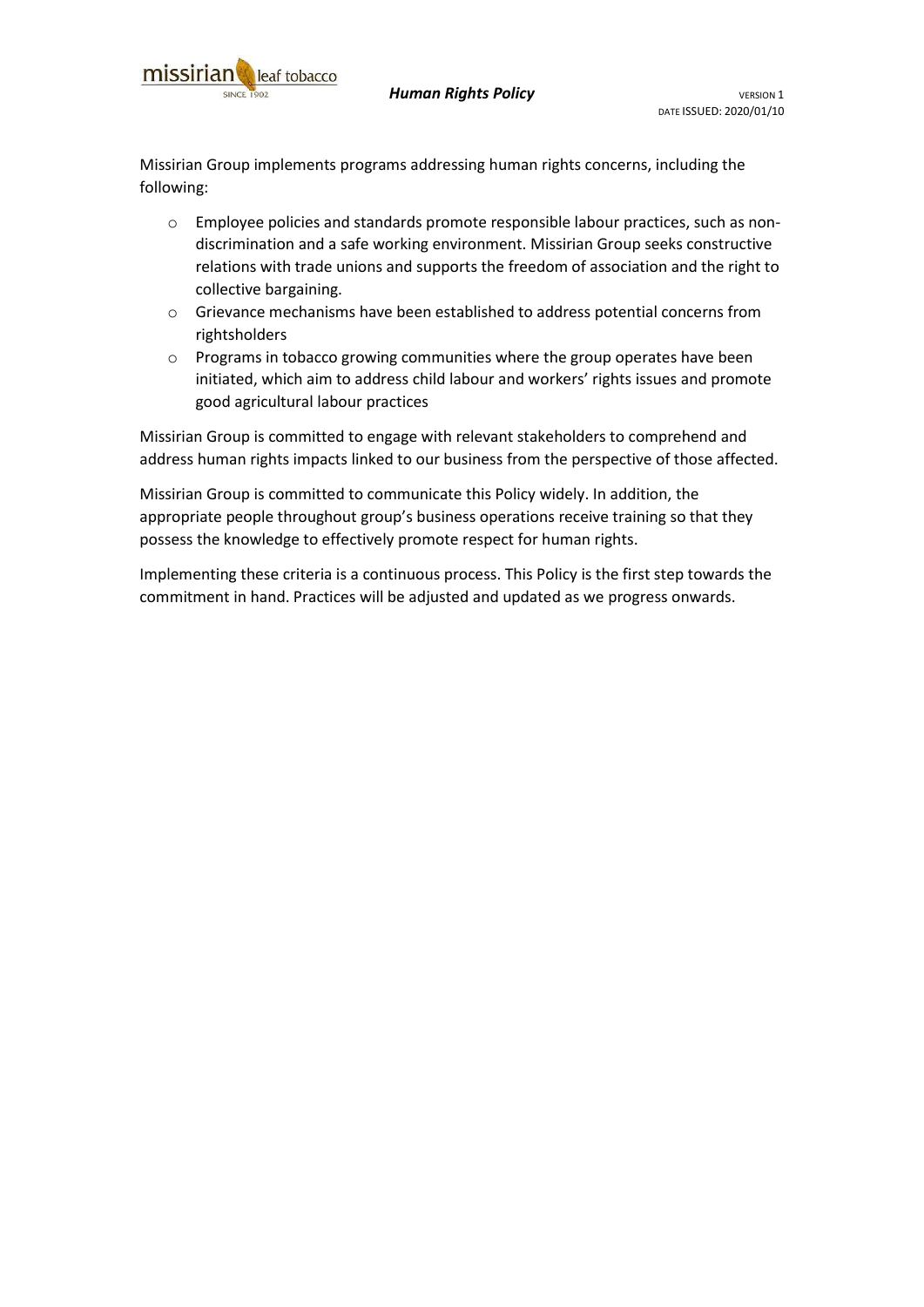Missirian Group implements programs addressing human rights concerns, including the following:

- Employee policies and standards promote responsible labour practices, such as non-discrimination and a safe working environment. Missirian Group seeks constructive relations with trade unions and supports the freedom of association and the right to collective bargaining.
- Grievance mechanisms have been established to address potential concerns from rightsholders
- Programs in tobacco growing communities where the group operates have been initiated, which aim to address child labour and workers' rights issues and promote good agricultural labour practices

Missirian Group is committed to engage with relevant stakeholders to comprehend and address human rights impacts linked to our business from the perspective of those affected.

Missirian Group is committed to communicate this Policy widely. In addition, the appropriate people throughout group's business operations receive training so that they possess the knowledge to effectively promote respect for human rights.

Implementing these criteria is a continuous process. This Policy is the first step towards the commitment in hand. Practices will be adjusted and updated as we progress onwards.